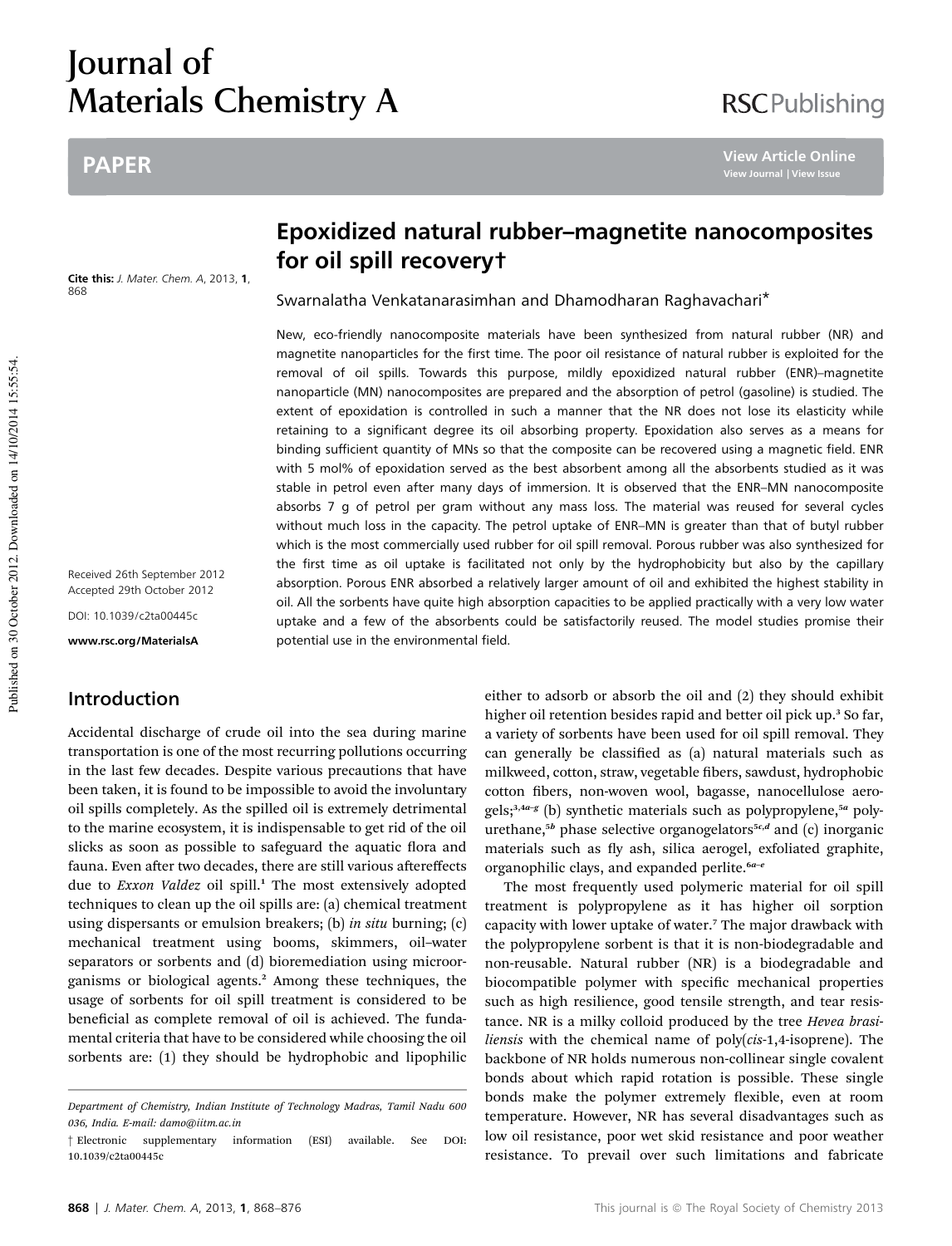# Journal of Materials Chemistry A

PAPER

## Epoxidized natural rubber–magnetite nanocomposites for oil spill recovery†

Swarnalatha Venkatanarasimhan and Dhamodharan Raghavachari*

Cite this: J. Mater. Chem. A, 2013, 1, 868

Received 26th September 2012
Accepted 29th October 2012

DOI: 10.1039/c2ta00445c

www.rsc.org/MaterialsA

New, eco-friendly nanocomposite materials have been synthesized from natural rubber (NR) and magnetite nanoparticles for the first time. The poor oil resistance of natural rubber is exploited for the removal of oil spills. Towards this purpose, mildly epoxidized natural rubber (ENR)–magnetite nanoparticle (MN) nanocomposites are prepared and the absorption of petrol (gasoline) is studied. The extent of epoxidation is controlled in such a manner that the NR does not lose its elasticity while retaining to a significant degree its oil absorbing property. Epoxidation also serves as a means for binding sufficient quantity of MNs so that the composite can be recovered using a magnetic field. ENR with 5 mol% of epoxidation served as the best absorbent among all the absorbents studied as it was stable in petrol even after many days of immersion. It is observed that the ENR–MN nanocomposite absorbs 7 g of petrol per gram without any mass loss. The material was reused for several cycles without much loss in the capacity. The petrol uptake of ENR–MN is greater than that of butyl rubber which is the most commercially used rubber for oil spill removal. Porous rubber was also synthesized for the first time as oil uptake is facilitated not only by the hydrophobicity but also by the capillary absorption. Porous ENR absorbed a relatively larger amount of oil and exhibited the highest stability in oil. All the sorbents have quite high absorption capacities to be applied practically with a very low water uptake and a few of the absorbents could be satisfactorily reused. The model studies promise their potential use in the environmental field.

## Introduction

Accidental discharge of crude oil into the sea during marine transportation is one of the most recurring pollutions occurring in the last few decades. Despite various precautions that have been taken, it is found to be impossible to avoid the involuntary oil spills completely. As the spilled oil is extremely detrimental to the marine ecosystem, it is indispensable to get rid of the oil slicks as soon as possible to safeguard the aquatic flora and fauna. Even after two decades, there are still various aftereffects due to *Exxon Valdez* oil spill.[1] The most extensively adopted techniques to clean up the oil spills are: (a) chemical treatment using dispersants or emulsion breakers; (b) *in situ* burning; (c) mechanical treatment using booms, skimmers, oil–water separators or sorbents and (d) bioremediation using microorganisms or biological agents.[2] Among these techniques, the usage of sorbents for oil spill treatment is considered to be beneficial as complete removal of oil is achieved. The fundamental criteria that have to be considered while choosing the oil sorbents are: (1) they should be hydrophobic and lipophilic either to adsorb or absorb the oil and (2) they should exhibit higher oil retention besides rapid and better oil pick up.[3] So far, a variety of sorbents have been used for oil spill removal. They can generally be classified as (a) natural materials such as milkweed, cotton, straw, vegetable fibers, sawdust, hydrophobic cotton fibers, non-woven wool, bagasse, nanocellulose aerogels;[3,4a–g] (b) synthetic materials such as polypropylene,[5a] polyurethane,[5b] phase selective organogelators[5c,d] and (c) inorganic materials such as fly ash, silica aerogel, exfoliated graphite, organophilic clays, and expanded perlite.[6a–e]

The most frequently used polymeric material for oil spill treatment is polypropylene as it has higher oil sorption capacity with lower uptake of water.[7] The major drawback with the polypropylene sorbent is that it is non-biodegradable and non-reusable. Natural rubber (NR) is a biodegradable and biocompatible polymer with specific mechanical properties such as high resilience, good tensile strength, and tear resistance. NR is a milky colloid produced by the tree *Hevea brasiliensis* with the chemical name of poly(*cis*-1,4-isoprene). The backbone of NR holds numerous non-collinear single covalent bonds about which rapid rotation is possible. These single bonds make the polymer extremely flexible, even at room temperature. However, NR has several disadvantages such as low oil resistance, poor wet skid resistance and poor weather resistance. To prevail over such limitations and fabricate

Department of Chemistry, Indian Institute of Technology Madras, Tamil Nadu 600 036, India. E-mail: damo@iitm.ac.in

† Electronic supplementary information (ESI) available. See DOI: 10.1039/c2ta00445c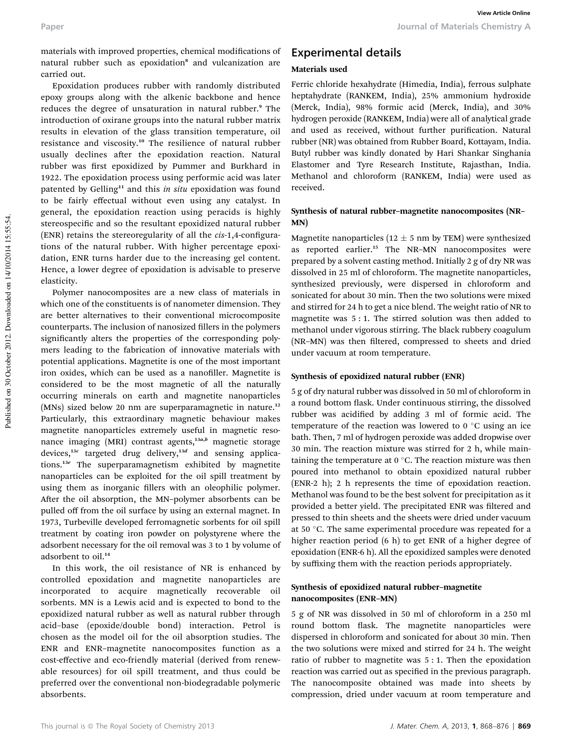materials with improved properties, chemical modifications of natural rubber such as epoxidation[8] and vulcanization are carried out.

Epoxidation produces rubber with randomly distributed epoxy groups along with the alkenic backbone and hence reduces the degree of unsaturation in natural rubber.[9] The introduction of oxirane groups into the natural rubber matrix results in elevation of the glass transition temperature, oil resistance and viscosity.[10] The resilience of natural rubber usually declines after the epoxidation reaction. Natural rubber was first epoxidized by Pummer and Burkhard in 1922. The epoxidation process using performic acid was later patented by Gelling[11] and this *in situ* epoxidation was found to be fairly effectual without even using any catalyst. In general, the epoxidation reaction using peracids is highly stereospecific and so the resultant epoxidized natural rubber (ENR) retains the stereoregularity of all the *cis*-1,4-configurations of the natural rubber. With higher percentage epoxidation, ENR turns harder due to the increasing gel content. Hence, a lower degree of epoxidation is advisable to preserve elasticity.

Polymer nanocomposites are a new class of materials in which one of the constituents is of nanometer dimension. They are better alternatives to their conventional microcomposite counterparts. The inclusion of nanosized fillers in the polymers significantly alters the properties of the corresponding polymers leading to the fabrication of innovative materials with potential applications. Magnetite is one of the most important iron oxides, which can be used as a nanofiller. Magnetite is considered to be the most magnetic of all the naturally occurring minerals on earth and magnetite nanoparticles (MNs) sized below 20 nm are superparamagnetic in nature.[12] Particularly, this extraordinary magnetic behaviour makes magnetite nanoparticles extremely useful in magnetic resonance imaging (MRI) contrast agents,[13a,b] magnetic storage devices,[13c] targeted drug delivery,[13d] and sensing applications.[13e] The superparamagnetism exhibited by magnetite nanoparticles can be exploited for the oil spill treatment by using them as inorganic fillers with an oleophilic polymer. After the oil absorption, the MN–polymer absorbents can be pulled off from the oil surface by using an external magnet. In 1973, Turbeville developed ferromagnetic sorbents for oil spill treatment by coating iron powder on polystyrene where the adsorbent necessary for the oil removal was 3 to 1 by volume of adsorbent to oil.[14]

In this work, the oil resistance of NR is enhanced by controlled epoxidation and magnetite nanoparticles are incorporated to acquire magnetically recoverable oil sorbents. MN is a Lewis acid and is expected to bond to the epoxidized natural rubber as well as natural rubber through acid–base (epoxide/double bond) interaction. Petrol is chosen as the model oil for the oil absorption studies. The ENR and ENR–magnetite nanocomposites function as a cost-effective and eco-friendly material (derived from renewable resources) for oil spill treatment, and thus could be preferred over the conventional non-biodegradable polymeric absorbents.

## Experimental details

### Materials used

Ferric chloride hexahydrate (Himedia, India), ferrous sulphate heptahydrate (RANKEM, India), 25% ammonium hydroxide (Merck, India), 98% formic acid (Merck, India), and 30% hydrogen peroxide (RANKEM, India) were all of analytical grade and used as received, without further purification. Natural rubber (NR) was obtained from Rubber Board, Kottayam, India. Butyl rubber was kindly donated by Hari Shankar Singhania Elastomer and Tyre Research Institute, Rajasthan, India. Methanol and chloroform (RANKEM, India) were used as received.

### Synthesis of natural rubber–magnetite nanocomposites (NR–MN)

Magnetite nanoparticles ($12 \pm 5$ nm by TEM) were synthesized as reported earlier.[15] The NR–MN nanocomposites were prepared by a solvent casting method. Initially 2 g of dry NR was dissolved in 25 ml of chloroform. The magnetite nanoparticles, synthesized previously, were dispersed in chloroform and sonicated for about 30 min. Then the two solutions were mixed and stirred for 24 h to get a nice blend. The weight ratio of NR to magnetite was 5 : 1. The stirred solution was then added to methanol under vigorous stirring. The black rubbery coagulum (NR–MN) was then filtered, compressed to sheets and dried under vacuum at room temperature.

### Synthesis of epoxidized natural rubber (ENR)

5 g of dry natural rubber was dissolved in 50 ml of chloroform in a round bottom flask. Under continuous stirring, the dissolved rubber was acidified by adding 3 ml of formic acid. The temperature of the reaction was lowered to 0 °C using an ice bath. Then, 7 ml of hydrogen peroxide was added dropwise over 30 min. The reaction mixture was stirred for 2 h, while maintaining the temperature at 0 °C. The reaction mixture was then poured into methanol to obtain epoxidized natural rubber (ENR-2 h); 2 h represents the time of epoxidation reaction. Methanol was found to be the best solvent for precipitation as it provided a better yield. The precipitated ENR was filtered and pressed to thin sheets and the sheets were dried under vacuum at 50 °C. The same experimental procedure was repeated for a higher reaction period (6 h) to get ENR of a higher degree of epoxidation (ENR-6 h). All the epoxidized samples were denoted by suffixing them with the reaction periods appropriately.

### Synthesis of epoxidized natural rubber–magnetite nanocomposites (ENR–MN)

5 g of NR was dissolved in 50 ml of chloroform in a 250 ml round bottom flask. The magnetite nanoparticles were dispersed in chloroform and sonicated for about 30 min. Then the two solutions were mixed and stirred for 24 h. The weight ratio of rubber to magnetite was 5 : 1. Then the epoxidation reaction was carried out as specified in the previous paragraph. The nanocomposite obtained was made into sheets by compression, dried under vacuum at room temperature and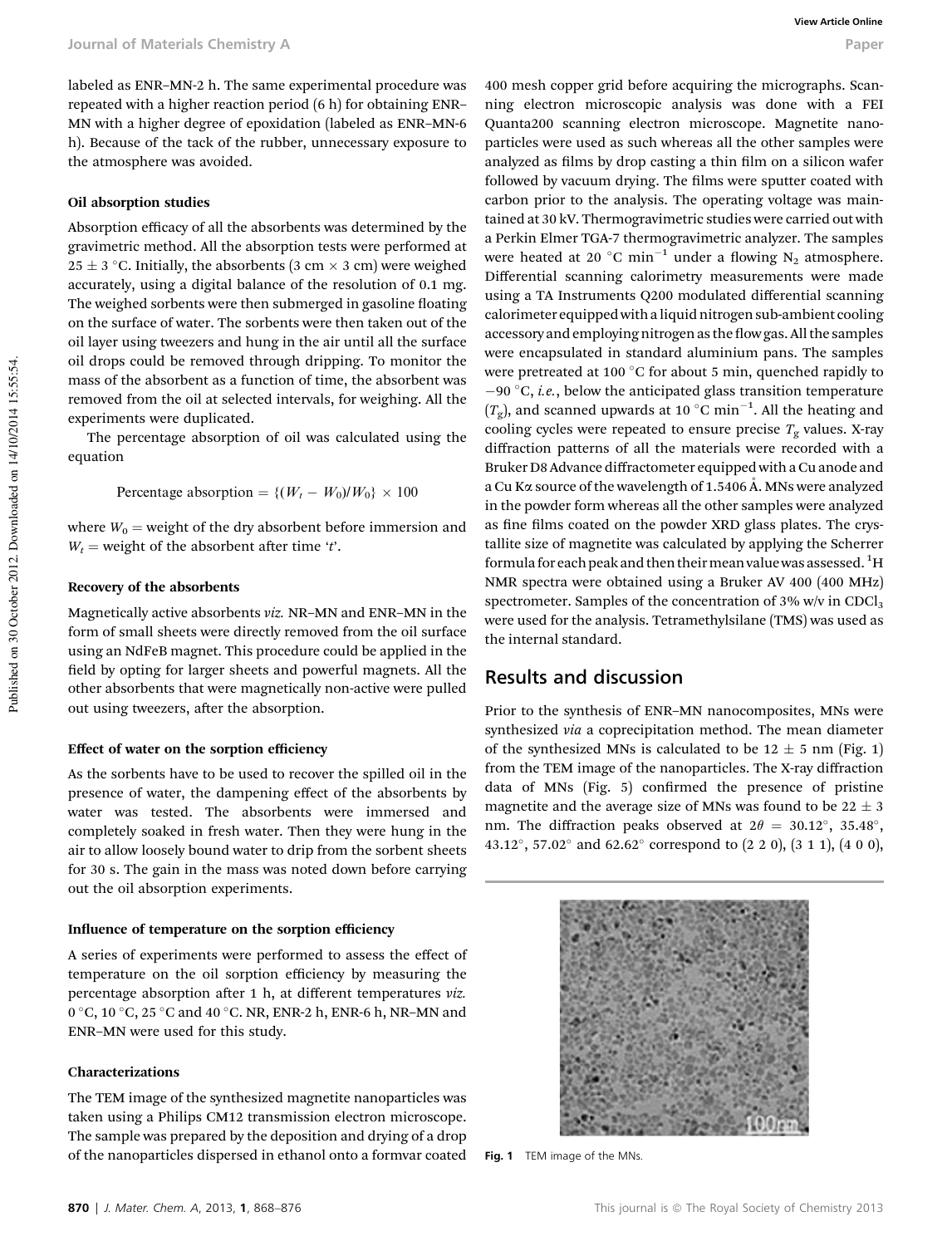labeled as ENR–MN-2 h. The same experimental procedure was repeated with a higher reaction period (6 h) for obtaining ENR–MN with a higher degree of epoxidation (labeled as ENR–MN-6 h). Because of the tack of the rubber, unnecessary exposure to the atmosphere was avoided.

### Oil absorption studies

Absorption efficacy of all the absorbents was determined by the gravimetric method. All the absorption tests were performed at $25 \pm 3$ °C. Initially, the absorbents (3 cm × 3 cm) were weighed accurately, using a digital balance of the resolution of 0.1 mg. The weighed sorbents were then submerged in gasoline floating on the surface of water. The sorbents were then taken out of the oil layer using tweezers and hung in the air until all the surface oil drops could be removed through dripping. To monitor the mass of the absorbent as a function of time, the absorbent was removed from the oil at selected intervals, for weighing. All the experiments were duplicated.

The percentage absorption of oil was calculated using the equation

$$\text{Percentage absorption} = \{(W_t - W_0)/W_0\} \times 100$$

where $W_0$ = weight of the dry absorbent before immersion and $W_t$ = weight of the absorbent after time '$t$'.

### Recovery of the absorbents

Magnetically active absorbents *viz.* NR–MN and ENR–MN in the form of small sheets were directly removed from the oil surface using an NdFeB magnet. This procedure could be applied in the field by opting for larger sheets and powerful magnets. All the other absorbents that were magnetically non-active were pulled out using tweezers, after the absorption.

### Effect of water on the sorption efficiency

As the sorbents have to be used to recover the spilled oil in the presence of water, the dampening effect of the absorbents by water was tested. The absorbents were immersed and completely soaked in fresh water. Then they were hung in the air to allow loosely bound water to drip from the sorbent sheets for 30 s. The gain in the mass was noted down before carrying out the oil absorption experiments.

### Influence of temperature on the sorption efficiency

A series of experiments were performed to assess the effect of temperature on the oil sorption efficiency by measuring the percentage absorption after 1 h, at different temperatures *viz.* 0 °C, 10 °C, 25 °C and 40 °C. NR, ENR-2 h, ENR-6 h, NR–MN and ENR–MN were used for this study.

### Characterizations

The TEM image of the synthesized magnetite nanoparticles was taken using a Philips CM12 transmission electron microscope. The sample was prepared by the deposition and drying of a drop of the nanoparticles dispersed in ethanol onto a formvar coated 400 mesh copper grid before acquiring the micrographs. Scanning electron microscopic analysis was done with a FEI Quanta200 scanning electron microscope. Magnetite nanoparticles were used as such whereas all the other samples were analyzed as films by drop casting a thin film on a silicon wafer followed by vacuum drying. The films were sputter coated with carbon prior to the analysis. The operating voltage was maintained at 30 kV. Thermogravimetric studies were carried out with a Perkin Elmer TGA-7 thermogravimetric analyzer. The samples were heated at 20 °C min$^{-1}$ under a flowing $N_2$ atmosphere. Differential scanning calorimetry measurements were made using a TA Instruments Q200 modulated differential scanning calorimeter equipped with a liquid nitrogen sub-ambient cooling accessory and employing nitrogen as the flow gas. All the samples were encapsulated in standard aluminium pans. The samples were pretreated at 100 °C for about 5 min, quenched rapidly to −90 °C, *i.e.*, below the anticipated glass transition temperature ($T_g$), and scanned upwards at 10 °C min$^{-1}$. All the heating and cooling cycles were repeated to ensure precise $T_g$ values. X-ray diffraction patterns of all the materials were recorded with a Bruker D8 Advance diffractometer equipped with a Cu anode and a Cu Kα source of the wavelength of 1.5406 Å. MNs were analyzed in the powder form whereas all the other samples were analyzed as fine films coated on the powder XRD glass plates. The crystallite size of magnetite was calculated by applying the Scherrer formula for each peak and then their mean value was assessed. $^1$H NMR spectra were obtained using a Bruker AV 400 (400 MHz) spectrometer. Samples of the concentration of 3% w/v in $CDCl_3$ were used for the analysis. Tetramethylsilane (TMS) was used as the internal standard.

## Results and discussion

Prior to the synthesis of ENR–MN nanocomposites, MNs were synthesized *via* a coprecipitation method. The mean diameter of the synthesized MNs is calculated to be $12 \pm 5$ nm (Fig. 1) from the TEM image of the nanoparticles. The X-ray diffraction data of MNs (Fig. 5) confirmed the presence of pristine magnetite and the average size of MNs was found to be $22 \pm 3$ nm. The diffraction peaks observed at $2\theta$ = 30.12°, 35.48°, 43.12°, 57.02° and 62.62° correspond to (2 2 0), (3 1 1), (4 0 0),

Fig. 1 TEM image of the MNs.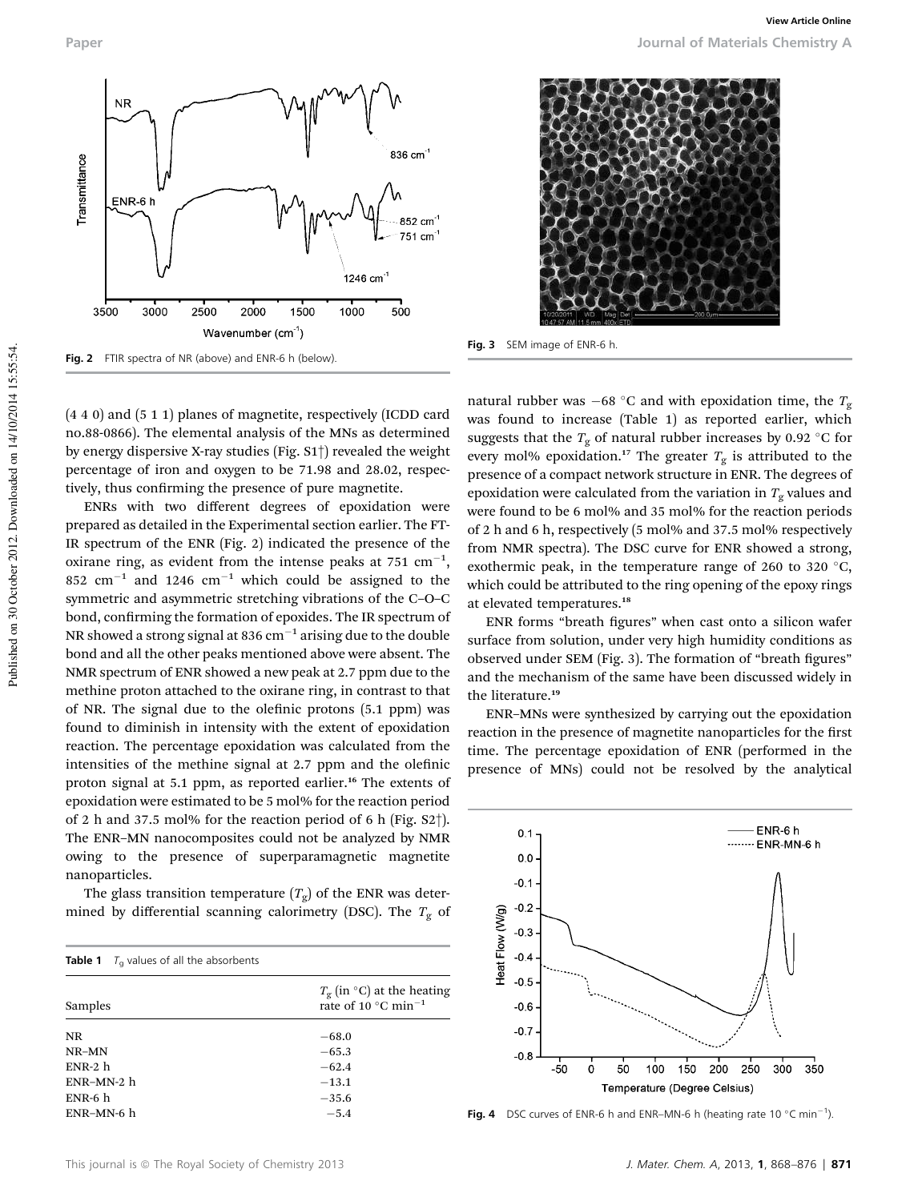Fig. 2 FTIR spectra of NR (above) and ENR-6 h (below).

Fig. 3 SEM image of ENR-6 h.

(4 4 0) and (5 1 1) planes of magnetite, respectively (ICDD card no.88-0866). The elemental analysis of the MNs as determined by energy dispersive X-ray studies (Fig. S1†) revealed the weight percentage of iron and oxygen to be 71.98 and 28.02, respectively, thus confirming the presence of pure magnetite.

ENRs with two different degrees of epoxidation were prepared as detailed in the Experimental section earlier. The FT-IR spectrum of the ENR (Fig. 2) indicated the presence of the oxirane ring, as evident from the intense peaks at 751 $cm^{-1}$, 852 $cm^{-1}$ and 1246 $cm^{-1}$ which could be assigned to the symmetric and asymmetric stretching vibrations of the C–O–C bond, confirming the formation of epoxides. The IR spectrum of NR showed a strong signal at 836 $cm^{-1}$ arising due to the double bond and all the other peaks mentioned above were absent. The NMR spectrum of ENR showed a new peak at 2.7 ppm due to the methine proton attached to the oxirane ring, in contrast to that of NR. The signal due to the olefinic protons (5.1 ppm) was found to diminish in intensity with the extent of epoxidation reaction. The percentage epoxidation was calculated from the intensities of the methine signal at 2.7 ppm and the olefinic proton signal at 5.1 ppm, as reported earlier.[16] The extents of epoxidation were estimated to be 5 mol% for the reaction period of 2 h and 37.5 mol% for the reaction period of 6 h (Fig. S2†). The ENR–MN nanocomposites could not be analyzed by NMR owing to the presence of superparamagnetic magnetite nanoparticles.

The glass transition temperature ($T_g$) of the ENR was determined by differential scanning calorimetry (DSC). The $T_g$ of natural rubber was −68 °C and with epoxidation time, the $T_g$ was found to increase (Table 1) as reported earlier, which suggests that the $T_g$ of natural rubber increases by 0.92 °C for every mol% epoxidation.[17] The greater $T_g$ is attributed to the presence of a compact network structure in ENR. The degrees of epoxidation were calculated from the variation in $T_g$ values and were found to be 6 mol% and 35 mol% for the reaction periods of 2 h and 6 h, respectively (5 mol% and 37.5 mol% respectively from NMR spectra). The DSC curve for ENR showed a strong, exothermic peak, in the temperature range of 260 to 320 °C, which could be attributed to the ring opening of the epoxy rings at elevated temperatures.[18]

ENR forms "breath figures" when cast onto a silicon wafer surface from solution, under very high humidity conditions as observed under SEM (Fig. 3). The formation of "breath figures" and the mechanism of the same have been discussed widely in the literature.[19]

ENR–MNs were synthesized by carrying out the epoxidation reaction in the presence of magnetite nanoparticles for the first time. The percentage epoxidation of ENR (performed in the presence of MNs) could not be resolved by the analytical

Table 1 $T_g$ values of all the absorbents

| Samples | $T_g$ (in °C) at the heating rate of 10 °C $min^{-1}$ |
|---|---|
| NR | −68.0 |
| NR–MN | −65.3 |
| ENR-2 h | −62.4 |
| ENR–MN-2 h | −13.1 |
| ENR-6 h | −35.6 |
| ENR–MN-6 h | −5.4 |

Fig. 4 DSC curves of ENR-6 h and ENR–MN-6 h (heating rate 10 °C $min^{-1}$).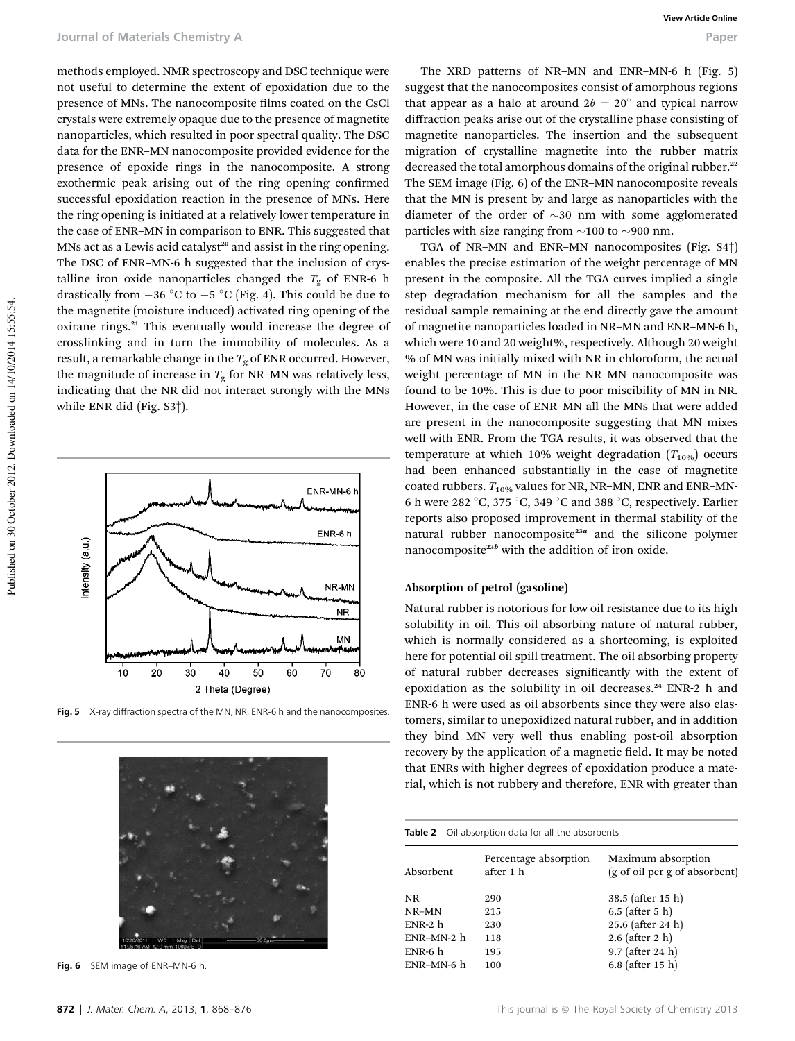methods employed. NMR spectroscopy and DSC technique were not useful to determine the extent of epoxidation due to the presence of MNs. The nanocomposite films coated on the CsCl crystals were extremely opaque due to the presence of magnetite nanoparticles, which resulted in poor spectral quality. The DSC data for the ENR–MN nanocomposite provided evidence for the presence of epoxide rings in the nanocomposite. A strong exothermic peak arising out of the ring opening confirmed successful epoxidation reaction in the presence of MNs. Here the ring opening is initiated at a relatively lower temperature in the case of ENR–MN in comparison to ENR. This suggested that MNs act as a Lewis acid catalyst[20] and assist in the ring opening. The DSC of ENR–MN-6 h suggested that the inclusion of crystalline iron oxide nanoparticles changed the $T_g$ of ENR-6 h drastically from −36 °C to −5 °C (Fig. 4). This could be due to the magnetite (moisture induced) activated ring opening of the oxirane rings.[21] This eventually would increase the degree of crosslinking and in turn the immobility of molecules. As a result, a remarkable change in the $T_g$ of ENR occurred. However, the magnitude of increase in $T_g$ for NR–MN was relatively less, indicating that the NR did not interact strongly with the MNs while ENR did (Fig. S3†).

Fig. 5 X-ray diffraction spectra of the MN, NR, ENR-6 h and the nanocomposites.

Fig. 6 SEM image of ENR–MN-6 h.

The XRD patterns of NR–MN and ENR–MN-6 h (Fig. 5) suggest that the nanocomposites consist of amorphous regions that appear as a halo at around $2\theta = 20°$ and typical narrow diffraction peaks arise out of the crystalline phase consisting of magnetite nanoparticles. The insertion and the subsequent migration of crystalline magnetite into the rubber matrix decreased the total amorphous domains of the original rubber.[22] The SEM image (Fig. 6) of the ENR–MN nanocomposite reveals that the MN is present by and large as nanoparticles with the diameter of the order of ∼30 nm with some agglomerated particles with size ranging from ∼100 to ∼900 nm.

TGA of NR–MN and ENR–MN nanocomposites (Fig. S4†) enables the precise estimation of the weight percentage of MN present in the composite. All the TGA curves implied a single step degradation mechanism for all the samples and the residual sample remaining at the end directly gave the amount of magnetite nanoparticles loaded in NR–MN and ENR–MN-6 h, which were 10 and 20 weight%, respectively. Although 20 weight % of MN was initially mixed with NR in chloroform, the actual weight percentage of MN in the NR–MN nanocomposite was found to be 10%. This is due to poor miscibility of MN in NR. However, in the case of ENR–MN all the MNs that were added are present in the nanocomposite suggesting that MN mixes well with ENR. From the TGA results, it was observed that the temperature at which 10% weight degradation ($T_{10\%}$) occurs had been enhanced substantially in the case of magnetite coated rubbers. $T_{10\%}$ values for NR, NR–MN, ENR and ENR–MN-6 h were 282 °C, 375 °C, 349 °C and 388 °C, respectively. Earlier reports also proposed improvement in thermal stability of the natural rubber nanocomposite[23a] and the silicone polymer nanocomposite[23b] with the addition of iron oxide.

## Absorption of petrol (gasoline)

Natural rubber is notorious for low oil resistance due to its high solubility in oil. This oil absorbing nature of natural rubber, which is normally considered as a shortcoming, is exploited here for potential oil spill treatment. The oil absorbing property of natural rubber decreases significantly with the extent of epoxidation as the solubility in oil decreases.[24] ENR-2 h and ENR-6 h were used as oil absorbents since they were also elastomers, similar to unepoxidized natural rubber, and in addition they bind MN very well thus enabling post-oil absorption recovery by the application of a magnetic field. It may be noted that ENRs with higher degrees of epoxidation produce a material, which is not rubbery and therefore, ENR with greater than

**Table 2** Oil absorption data for all the absorbents

| Absorbent | Percentage absorption after 1 h | Maximum absorption (g of oil per g of absorbent) |
|---|---|---|
| NR | 290 | 38.5 (after 15 h) |
| NR–MN | 215 | 6.5 (after 5 h) |
| ENR-2 h | 230 | 25.6 (after 24 h) |
| ENR–MN-2 h | 118 | 2.6 (after 2 h) |
| ENR-6 h | 195 | 9.7 (after 24 h) |
| ENR–MN-6 h | 100 | 6.8 (after 15 h) |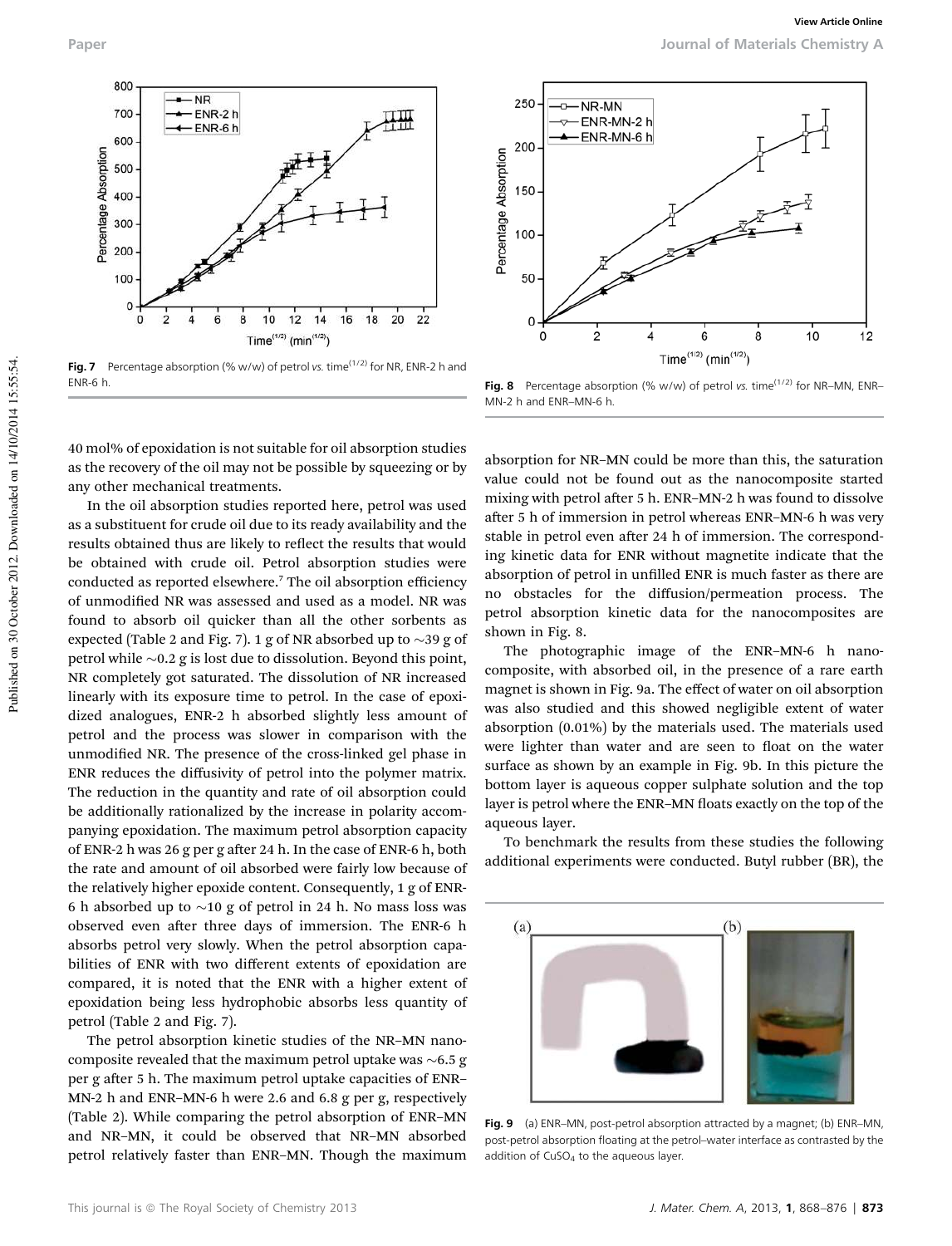Fig. 7 Percentage absorption (% w/w) of petrol *vs.* time$^{(1/2)}$ for NR, ENR-2 h and ENR-6 h.

Fig. 8 Percentage absorption (% w/w) of petrol *vs.* time$^{(1/2)}$ for NR–MN, ENR–MN-2 h and ENR–MN-6 h.

40 mol% of epoxidation is not suitable for oil absorption studies as the recovery of the oil may not be possible by squeezing or by any other mechanical treatments.

In the oil absorption studies reported here, petrol was used as a substituent for crude oil due to its ready availability and the results obtained thus are likely to reflect the results that would be obtained with crude oil. Petrol absorption studies were conducted as reported elsewhere.[7] The oil absorption efficiency of unmodified NR was assessed and used as a model. NR was found to absorb oil quicker than all the other sorbents as expected (Table 2 and Fig. 7). 1 g of NR absorbed up to ~39 g of petrol while ~0.2 g is lost due to dissolution. Beyond this point, NR completely got saturated. The dissolution of NR increased linearly with its exposure time to petrol. In the case of epoxidized analogues, ENR-2 h absorbed slightly less amount of petrol and the process was slower in comparison with the unmodified NR. The presence of the cross-linked gel phase in ENR reduces the diffusivity of petrol into the polymer matrix. The reduction in the quantity and rate of oil absorption could be additionally rationalized by the increase in polarity accompanying epoxidation. The maximum petrol absorption capacity of ENR-2 h was 26 g per g after 24 h. In the case of ENR-6 h, both the rate and amount of oil absorbed were fairly low because of the relatively higher epoxide content. Consequently, 1 g of ENR-6 h absorbed up to ~10 g of petrol in 24 h. No mass loss was observed even after three days of immersion. The ENR-6 h absorbs petrol very slowly. When the petrol absorption capabilities of ENR with two different extents of epoxidation are compared, it is noted that the ENR with a higher extent of epoxidation being less hydrophobic absorbs less quantity of petrol (Table 2 and Fig. 7).

The petrol absorption kinetic studies of the NR–MN nanocomposite revealed that the maximum petrol uptake was ~6.5 g per g after 5 h. The maximum petrol uptake capacities of ENR–MN-2 h and ENR–MN-6 h were 2.6 and 6.8 g per g, respectively (Table 2). While comparing the petrol absorption of ENR–MN and NR–MN, it could be observed that NR–MN absorbed petrol relatively faster than ENR–MN. Though the maximum absorption for NR–MN could be more than this, the saturation value could not be found out as the nanocomposite started mixing with petrol after 5 h. ENR–MN-2 h was found to dissolve after 5 h of immersion in petrol whereas ENR–MN-6 h was very stable in petrol even after 24 h of immersion. The corresponding kinetic data for ENR without magnetite indicate that the absorption of petrol in unfilled ENR is much faster as there are no obstacles for the diffusion/permeation process. The petrol absorption kinetic data for the nanocomposites are shown in Fig. 8.

The photographic image of the ENR–MN-6 h nanocomposite, with absorbed oil, in the presence of a rare earth magnet is shown in Fig. 9a. The effect of water on oil absorption was also studied and this showed negligible extent of water absorption (0.01%) by the materials used. The materials used were lighter than water and are seen to float on the water surface as shown by an example in Fig. 9b. In this picture the bottom layer is aqueous copper sulphate solution and the top layer is petrol where the ENR–MN floats exactly on the top of the aqueous layer.

To benchmark the results from these studies the following additional experiments were conducted. Butyl rubber (BR), the

Fig. 9 (a) ENR–MN, post-petrol absorption attracted by a magnet; (b) ENR–MN, post-petrol absorption floating at the petrol–water interface as contrasted by the addition of $CuSO_4$ to the aqueous layer.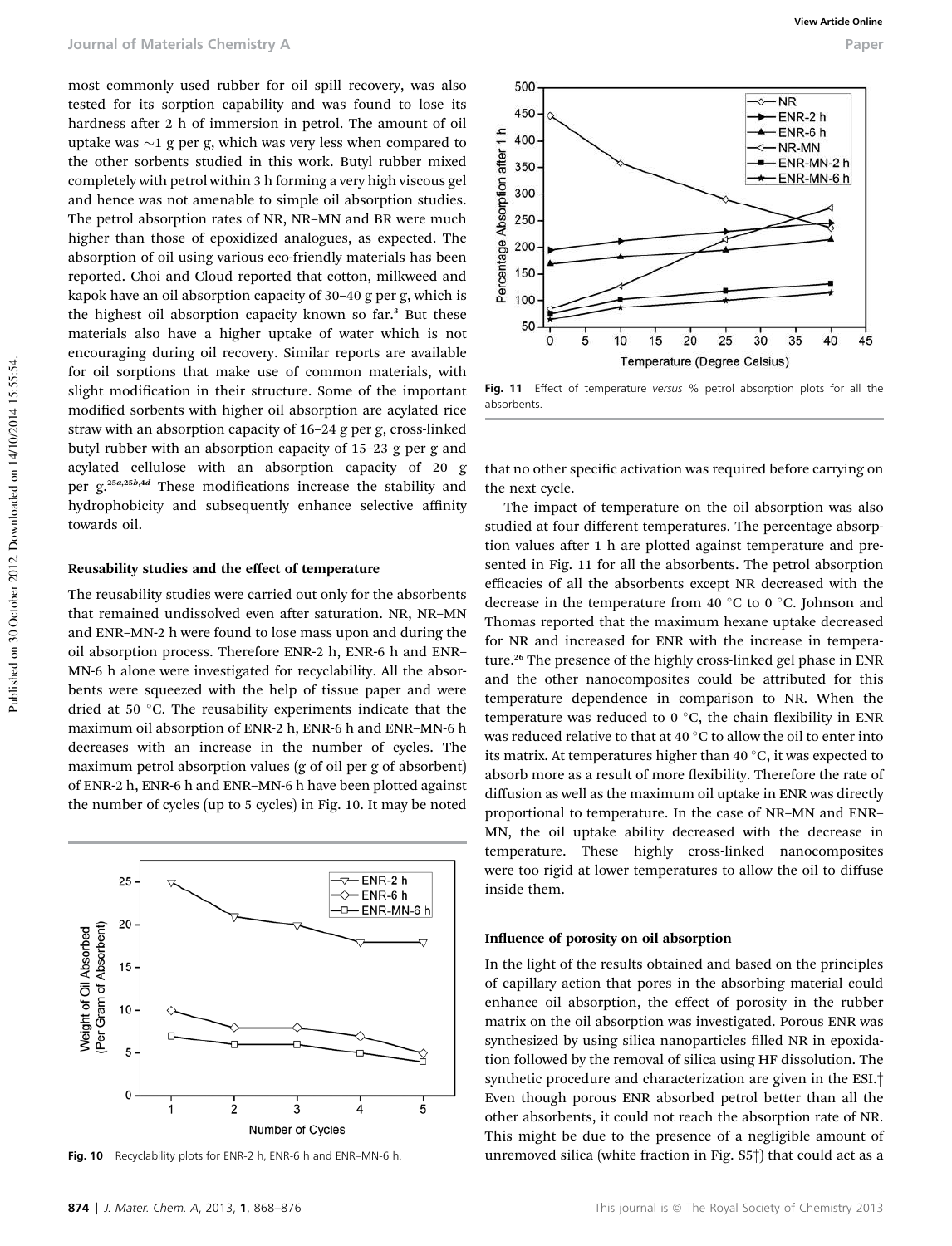most commonly used rubber for oil spill recovery, was also tested for its sorption capability and was found to lose its hardness after 2 h of immersion in petrol. The amount of oil uptake was ~1 g per g, which was very less when compared to the other sorbents studied in this work. Butyl rubber mixed completely with petrol within 3 h forming a very high viscous gel and hence was not amenable to simple oil absorption studies. The petrol absorption rates of NR, NR–MN and BR were much higher than those of epoxidized analogues, as expected. The absorption of oil using various eco-friendly materials has been reported. Choi and Cloud reported that cotton, milkweed and kapok have an oil absorption capacity of 30–40 g per g, which is the highest oil absorption capacity known so far.[3] But these materials also have a higher uptake of water which is not encouraging during oil recovery. Similar reports are available for oil sorptions that make use of common materials, with slight modification in their structure. Some of the important modified sorbents with higher oil absorption are acylated rice straw with an absorption capacity of 16–24 g per g, cross-linked butyl rubber with an absorption capacity of 15–23 g per g and acylated cellulose with an absorption capacity of 20 g per g.[25a,25b,4d] These modifications increase the stability and hydrophobicity and subsequently enhance selective affinity towards oil.

### Reusability studies and the effect of temperature

The reusability studies were carried out only for the absorbents that remained undissolved even after saturation. NR, NR–MN and ENR–MN-2 h were found to lose mass upon and during the oil absorption process. Therefore ENR-2 h, ENR-6 h and ENR–MN-6 h alone were investigated for recyclability. All the absorbents were squeezed with the help of tissue paper and were dried at 50 °C. The reusability experiments indicate that the maximum oil absorption of ENR-2 h, ENR-6 h and ENR–MN-6 h decreases with an increase in the number of cycles. The maximum petrol absorption values (g of oil per g of absorbent) of ENR-2 h, ENR-6 h and ENR–MN-6 h have been plotted against the number of cycles (up to 5 cycles) in Fig. 10. It may be noted that no other specific activation was required before carrying on the next cycle.

Fig. 10 Recyclability plots for ENR-2 h, ENR-6 h and ENR–MN-6 h.

Fig. 11 Effect of temperature *versus* % petrol absorption plots for all the absorbents.

The impact of temperature on the oil absorption was also studied at four different temperatures. The percentage absorption values after 1 h are plotted against temperature and presented in Fig. 11 for all the absorbents. The petrol absorption efficacies of all the absorbents except NR decreased with the decrease in the temperature from 40 °C to 0 °C. Johnson and Thomas reported that the maximum hexane uptake decreased for NR and increased for ENR with the increase in temperature.[26] The presence of the highly cross-linked gel phase in ENR and the other nanocomposites could be attributed for this temperature dependence in comparison to NR. When the temperature was reduced to 0 °C, the chain flexibility in ENR was reduced relative to that at 40 °C to allow the oil to enter into its matrix. At temperatures higher than 40 °C, it was expected to absorb more as a result of more flexibility. Therefore the rate of diffusion as well as the maximum oil uptake in ENR was directly proportional to temperature. In the case of NR–MN and ENR–MN, the oil uptake ability decreased with the decrease in temperature. These highly cross-linked nanocomposites were too rigid at lower temperatures to allow the oil to diffuse inside them.

### Influence of porosity on oil absorption

In the light of the results obtained and based on the principles of capillary action that pores in the absorbing material could enhance oil absorption, the effect of porosity in the rubber matrix on the oil absorption was investigated. Porous ENR was synthesized by using silica nanoparticles filled NR in epoxidation followed by the removal of silica using HF dissolution. The synthetic procedure and characterization are given in the ESI.† Even though porous ENR absorbed petrol better than all the other absorbents, it could not reach the absorption rate of NR. This might be due to the presence of a negligible amount of unremoved silica (white fraction in Fig. S5†) that could act as a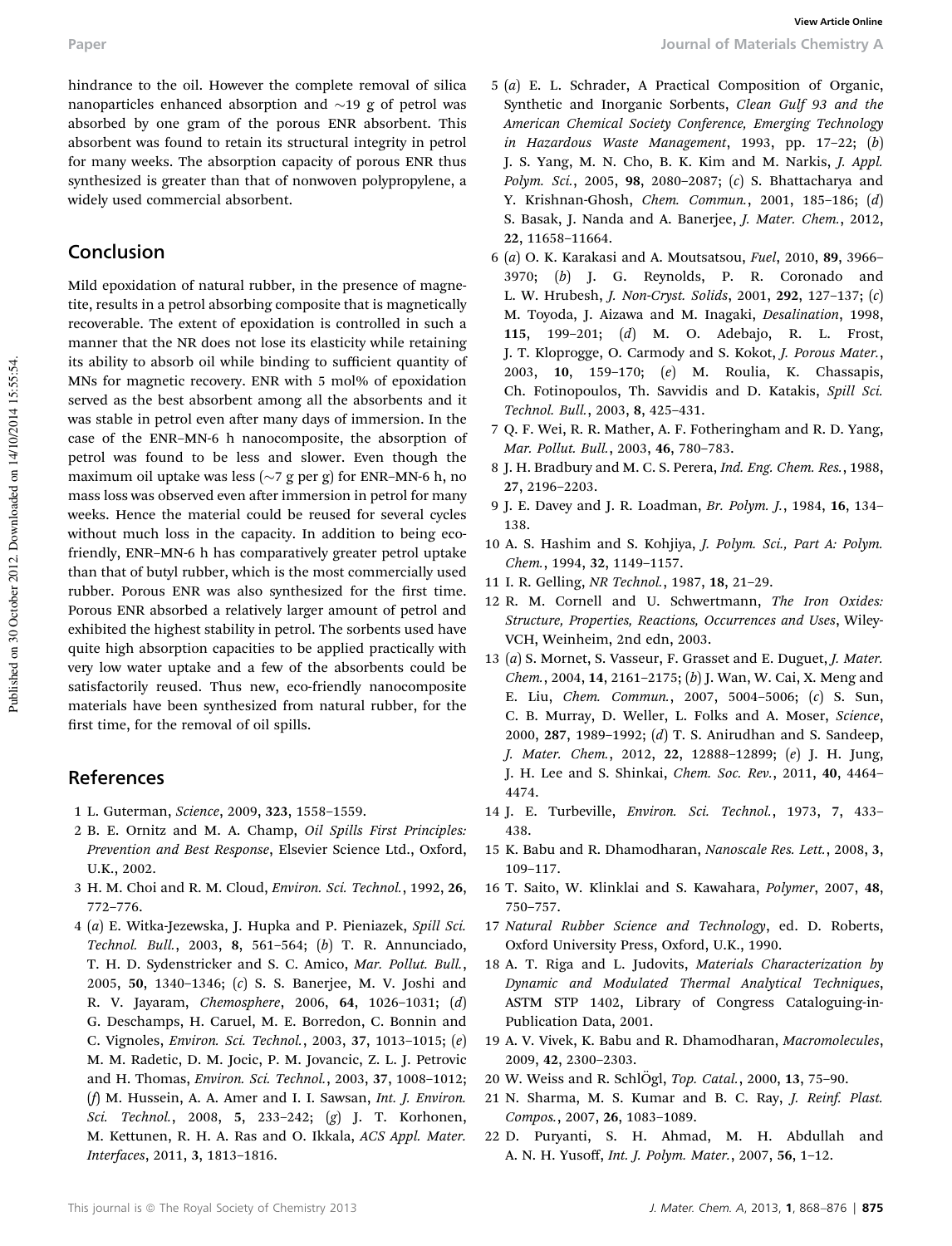hindrance to the oil. However the complete removal of silica nanoparticles enhanced absorption and ~19 g of petrol was absorbed by one gram of the porous ENR absorbent. This absorbent was found to retain its structural integrity in petrol for many weeks. The absorption capacity of porous ENR thus synthesized is greater than that of nonwoven polypropylene, a widely used commercial absorbent.

## Conclusion

Mild epoxidation of natural rubber, in the presence of magnetite, results in a petrol absorbing composite that is magnetically recoverable. The extent of epoxidation is controlled in such a manner that the NR does not lose its elasticity while retaining its ability to absorb oil while binding to sufficient quantity of MNs for magnetic recovery. ENR with 5 mol% of epoxidation served as the best absorbent among all the absorbents and it was stable in petrol even after many days of immersion. In the case of the ENR–MN-6 h nanocomposite, the absorption of petrol was found to be less and slower. Even though the maximum oil uptake was less (~7 g per g) for ENR–MN-6 h, no mass loss was observed even after immersion in petrol for many weeks. Hence the material could be reused for several cycles without much loss in the capacity. In addition to being eco-friendly, ENR–MN-6 h has comparatively greater petrol uptake than that of butyl rubber, which is the most commercially used rubber. Porous ENR was also synthesized for the first time. Porous ENR absorbed a relatively larger amount of petrol and exhibited the highest stability in petrol. The sorbents used have quite high absorption capacities to be applied practically with very low water uptake and a few of the absorbents could be satisfactorily reused. Thus new, eco-friendly nanocomposite materials have been synthesized from natural rubber, for the first time, for the removal of oil spills.

## References

1 L. Guterman, *Science*, 2009, **323**, 1558–1559.

2 B. E. Ornitz and M. A. Champ, *Oil Spills First Principles: Prevention and Best Response*, Elsevier Science Ltd., Oxford, U.K., 2002.

3 H. M. Choi and R. M. Cloud, *Environ. Sci. Technol.*, 1992, **26**, 772–776.

4 (*a*) E. Witka-Jezewska, J. Hupka and P. Pieniazek, *Spill Sci. Technol. Bull.*, 2003, **8**, 561–564; (*b*) T. R. Annunciado, T. H. D. Sydenstricker and S. C. Amico, *Mar. Pollut. Bull.*, 2005, **50**, 1340–1346; (*c*) S. S. Banerjee, M. V. Joshi and R. V. Jayaram, *Chemosphere*, 2006, **64**, 1026–1031; (*d*) G. Deschamps, H. Caruel, M. E. Borredon, C. Bonnin and C. Vignoles, *Environ. Sci. Technol.*, 2003, **37**, 1013–1015; (*e*) M. M. Radetic, D. M. Jocic, P. M. Jovancic, Z. L. J. Petrovic and H. Thomas, *Environ. Sci. Technol.*, 2003, **37**, 1008–1012; (*f*) M. Hussein, A. A. Amer and I. I. Sawsan, *Int. J. Environ. Sci. Technol.*, 2008, **5**, 233–242; (*g*) J. T. Korhonen, M. Kettunen, R. H. A. Ras and O. Ikkala, *ACS Appl. Mater. Interfaces*, 2011, **3**, 1813–1816.

5 (*a*) E. L. Schrader, A Practical Composition of Organic, Synthetic and Inorganic Sorbents, *Clean Gulf 93 and the American Chemical Society Conference, Emerging Technology in Hazardous Waste Management*, 1993, pp. 17–22; (*b*) J. S. Yang, M. N. Cho, B. K. Kim and M. Narkis, *J. Appl. Polym. Sci.*, 2005, **98**, 2080–2087; (*c*) S. Bhattacharya and Y. Krishnan-Ghosh, *Chem. Commun.*, 2001, 185–186; (*d*) S. Basak, J. Nanda and A. Banerjee, *J. Mater. Chem.*, 2012, **22**, 11658–11664.

6 (*a*) O. K. Karakasi and A. Moutsatsou, *Fuel*, 2010, **89**, 3966–3970; (*b*) J. G. Reynolds, P. R. Coronado and L. W. Hrubesh, *J. Non-Cryst. Solids*, 2001, **292**, 127–137; (*c*) M. Toyoda, J. Aizawa and M. Inagaki, *Desalination*, 1998, **115**, 199–201; (*d*) M. O. Adebajo, R. L. Frost, J. T. Kloprogge, O. Carmody and S. Kokot, *J. Porous Mater.*, 2003, **10**, 159–170; (*e*) M. Roulia, K. Chassapis, Ch. Fotinopoulos, Th. Savvidis and D. Katakis, *Spill Sci. Technol. Bull.*, 2003, **8**, 425–431.

7 Q. F. Wei, R. R. Mather, A. F. Fotheringham and R. D. Yang, *Mar. Pollut. Bull.*, 2003, **46**, 780–783.

8 J. H. Bradbury and M. C. S. Perera, *Ind. Eng. Chem. Res.*, 1988, **27**, 2196–2203.

9 J. E. Davey and J. R. Loadman, *Br. Polym. J.*, 1984, **16**, 134–138.

10 A. S. Hashim and S. Kohjiya, *J. Polym. Sci., Part A: Polym. Chem.*, 1994, **32**, 1149–1157.

11 I. R. Gelling, *NR Technol.*, 1987, **18**, 21–29.

12 R. M. Cornell and U. Schwertmann, *The Iron Oxides: Structure, Properties, Reactions, Occurrences and Uses*, Wiley-VCH, Weinheim, 2nd edn, 2003.

13 (*a*) S. Mornet, S. Vasseur, F. Grasset and E. Duguet, *J. Mater. Chem.*, 2004, **14**, 2161–2175; (*b*) J. Wan, W. Cai, X. Meng and E. Liu, *Chem. Commun.*, 2007, 5004–5006; (*c*) S. Sun, C. B. Murray, D. Weller, L. Folks and A. Moser, *Science*, 2000, **287**, 1989–1992; (*d*) T. S. Anirudhan and S. Sandeep, *J. Mater. Chem.*, 2012, **22**, 12888–12899; (*e*) J. H. Jung, J. H. Lee and S. Shinkai, *Chem. Soc. Rev.*, 2011, **40**, 4464–4474.

14 J. E. Turbeville, *Environ. Sci. Technol.*, 1973, **7**, 433–438.

15 K. Babu and R. Dhamodharan, *Nanoscale Res. Lett.*, 2008, **3**, 109–117.

16 T. Saito, W. Klinklai and S. Kawahara, *Polymer*, 2007, **48**, 750–757.

17 *Natural Rubber Science and Technology*, ed. D. Roberts, Oxford University Press, Oxford, U.K., 1990.

18 A. T. Riga and L. Judovits, *Materials Characterization by Dynamic and Modulated Thermal Analytical Techniques*, ASTM STP 1402, Library of Congress Cataloguing-in-Publication Data, 2001.

19 A. V. Vivek, K. Babu and R. Dhamodharan, *Macromolecules*, 2009, **42**, 2300–2303.

20 W. Weiss and R. SchlÖgl, *Top. Catal.*, 2000, **13**, 75–90.

21 N. Sharma, M. S. Kumar and B. C. Ray, *J. Reinf. Plast. Compos.*, 2007, **26**, 1083–1089.

22 D. Puryanti, S. H. Ahmad, M. H. Abdullah and A. N. H. Yusoff, *Int. J. Polym. Mater.*, 2007, **56**, 1–12.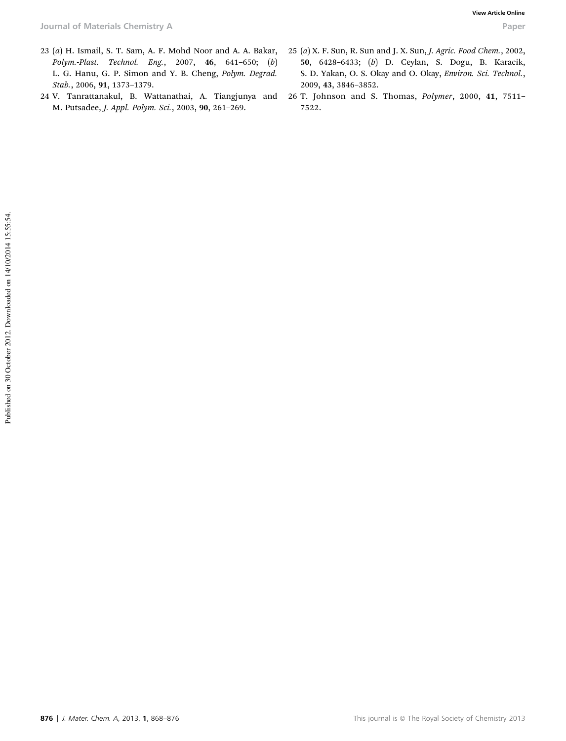23 (*a*) H. Ismail, S. T. Sam, A. F. Mohd Noor and A. A. Bakar, *Polym.-Plast. Technol. Eng.*, 2007, **46**, 641–650; (*b*) L. G. Hanu, G. P. Simon and Y. B. Cheng, *Polym. Degrad. Stab.*, 2006, **91**, 1373–1379.

24 V. Tanrattanakul, B. Wattanathai, A. Tiangjunya and M. Putsadee, *J. Appl. Polym. Sci.*, 2003, **90**, 261–269.

25 (*a*) X. F. Sun, R. Sun and J. X. Sun, *J. Agric. Food Chem.*, 2002, **50**, 6428–6433; (*b*) D. Ceylan, S. Dogu, B. Karacik, S. D. Yakan, O. S. Okay and O. Okay, *Environ. Sci. Technol.*, 2009, **43**, 3846–3852.

26 T. Johnson and S. Thomas, *Polymer*, 2000, **41**, 7511–7522.